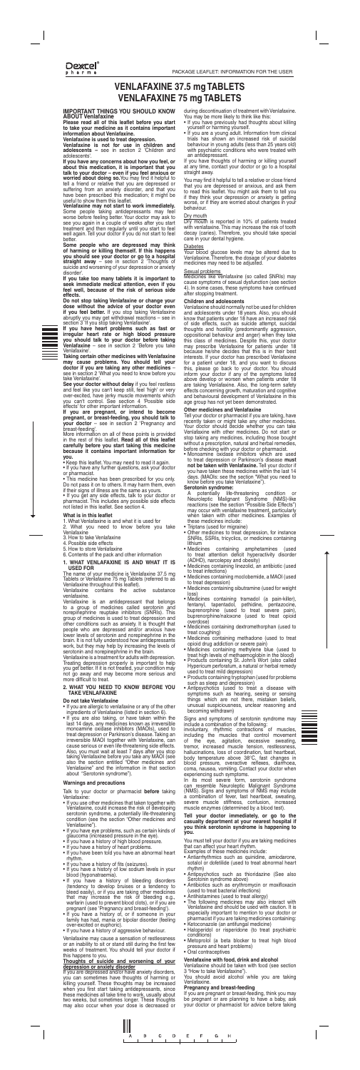# VENLAFAXINE 37.5 mg TABLETS
# VENLAFAXINE 75 mg TABLETS

PACKAGE LEAFLET: INFORMATION FOR THE USER

## IMPORTANT THINGS YOU SHOULD KNOW ABOUT Venlafaxine

**Please read all of this leaflet before you start to take your medicine as it contains important information about Venlafaxine.**

**Venlafaxine is used to treat depression.**

**Venlafaxine is not for use in children and adolescents** – see in section 2 'Children and adolescents'.

**If you have any concerns about how you feel, or about this medication, it is important that you talk to your doctor – even if you feel anxious or worried about doing so.** You may find it helpful to tell a friend or relative that you are depressed or suffering from an anxiety disorder, and that you have been prescribed this medication; it might be useful to show them this leaflet.

**Venlafaxine may not start to work immediately.** Some people taking antidepressants may feel worse before feeling better. Your doctor may ask to see you again in a couple of weeks after you start treatment and then regularly until you start to feel well again. Tell your doctor if you do not start to feel better.

**Some people who are depressed may think of harming or killing themself. If this happens you should see your doctor or go to a hospital straight away** – see in section 2 'Thoughts of suicide and worsening of your depression or anxiety disorder'.

**If you take too many tablets it is important to seek immediate medical attention, even if you feel well, because of the risk of serious side effects.**

**Do not stop taking Venlafaxine or change your dose without the advice of your doctor even if you feel better.** If you stop taking Venlafaxine abruptly you may get withdrawal reactions – see in section 3 'If you stop taking Venlafaxine'.

**If you have heart problems such as fast or irregular heart rate or high blood pressure you should talk to your doctor before taking Venlafaxine** – see in section 2 'Before you take Venlafaxine'.

**Taking certain other medicines with Venlafaxine may cause problems. You should tell your doctor if you are taking any other medicines** – see in section 2 'What you need to know before you take Venlafaxine'.

**See your doctor without delay** if you feel restless and feel like you can't keep still, feel 'high' or very over-excited, have jerky muscle movements which you can't control. See section 4 'Possible side effects' for other important information.

**If you are pregnant, or intend to become pregnant, or breast-feeding, you should talk to your doctor** – see in section 2 'Pregnancy and breast-feeding'.

More information on all of these points is provided in the rest of this leaflet. **Read all of this leaflet carefully before you start taking this medicine because it contains important information for you.**

- Keep this leaflet. You may need to read it again.
- If you have any further questions, ask your doctor or pharmacist.
- This medicine has been prescribed for you only. Do not pass it on to others. It may harm them, even if their signs of illness are the same as yours.
- If you get any side effects, talk to your doctor or pharmacist. This includes any possible side effects not listed in this leaflet. See section 4.

### What is in this leaflet

1. What Venlafaxine is and what it is used for
2. What you need to know before you take Venlafaxine
3. How to take Venlafaxine
4. Possible side effects
5. How to store Venlafaxine
6. Contents of the pack and other information

## 1. WHAT VENLAFAXINE IS AND WHAT IT IS USED FOR

The name of your medicine is Venlafaxine 37.5 mg Tablets or Venlafaxine 75 mg Tablets (referred to as Venlafaxine throughout this leaflet).

Venlafaxine contains the active substance venlafaxine.

Venlafaxine is an antidepressant that belongs to a group of medicines called serotonin and norepinephrine reuptake inhibitors (SNRIs). This group of medicines is used to treat depression and other conditions such as anxiety. It is thought that people who are depressed and/or anxious have lower levels of serotonin and norepinephrine in the brain. It is not fully understood how antidepressants work, but they may help by increasing the levels of serotonin and norepinephrine in the brain.

Venlafaxine is a treatment for adults with depression. Treating depression properly is important to help you get better. If it is not treated, your condition may not go away and may become more serious and more difficult to treat.

## 2. WHAT YOU NEED TO KNOW BEFORE YOU TAKE VENLAFAXINE

### Do not take Venlafaxine

- If you are allergic to venlafaxine or any of the other ingredients of Venlafaxine (listed in section 6).
- If you are also taking, or have taken within the last 14 days, any medicines known as irreversible monoamine oxidase inhibitors (MAOIs), used to treat depression or Parkinson's disease. Taking an irreversible MAOI together with Venlafaxine, can cause serious or even life-threatening side effects. Also, you must wait at least 7 days after you stop taking Venlafaxine before you take any MAOI (see also the section entitled "Other medicines and Venlafaxine" and the information in that section about "Serotonin syndrome").

### Warnings and precautions

Talk to your doctor or pharmacist **before** taking Venlafaxine:

- If you use other medicines that taken together with Venlafaxine, could increase the risk of developing serotonin syndrome, a potentially life-threatening condition (see the section "Other medicines and Venlafaxine").
- If you have eye problems, such as certain kinds of glaucoma (increased pressure in the eye).
- If you have a history of high blood pressure.
- If you have a history of heart problems.
- If you have been told you have an abnormal heart rhythm.
- If you have a history of fits (seizures).
- If you have a history of low sodium levels in your blood (hyponatraemia).
- If you have a history of bleeding disorders (tendency to develop bruises or a tendency to bleed easily), or if you are taking other medicines that may increase the risk of bleeding e.g., warfarin (used to prevent blood clots), or if you are pregnant (see 'Pregnancy and breast-feeding').
- If you have a history of, or if someone in your family has had, mania or bipolar disorder (feeling over-excited or euphoric).
- If you have a history of aggressive behaviour.

Venlafaxine may cause a sensation of restlessness or an inability to sit or stand still during the first few weeks of treatment. You should tell your doctor if this happens to you.

### Thoughts of suicide and worsening of your depression or anxiety disorder

If you are depressed and/or have anxiety disorders, you can sometimes have thoughts of harming or killing yourself. These thoughts may be increased when you first start taking antidepressants, since these medicines all take time to work, usually about two weeks, but sometimes longer. These thoughts may also occur when your dose is decreased or during discontinuation of treatment with Venlafaxine. You may be more likely to think like this:

- If you have previously had thoughts about killing yourself or harming yourself.
- If you are a young adult. Information from clinical trials has shown an increased risk of suicidal behaviour in young adults (less than 25 years old) with psychiatric conditions who were treated with an antidepressant.

If you have thoughts of harming or killing yourself at any time, contact your doctor or go to a hospital straight away.

You may find it helpful to tell a relative or close friend that you are depressed or have an anxiety disorder, and ask them to read this leaflet. You might ask them to tell you if they think your depression or anxiety is getting worse, or if they are worried about changes in your behaviour.

### Dry mouth

Dry mouth is reported in 10% of patients treated with venlafaxine. This may increase the risk of tooth decay (caries). Therefore, you should take special care in your dental hygiene.

### Diabetes

Your blood glucose levels may be altered due to Venlafaxine. Therefore, the dosage of your diabetes medicines may need to be adjusted.

### Sexual problems

Medicines like Venlafaxine (so called SNRIs) may cause symptoms of sexual dysfunction (see section 4). In some cases, these symptoms have continued after stopping treatment.

### Children and adolescents

Venlafaxine should normally not be used for children and adolescents under 18 years. Also, you should know that patients under 18 have an increased risk of side effects, such as suicide attempt, suicidal thoughts and hostility (predominantly aggression, oppositional behaviour and anger) when they take this class of medicines. Despite this, your doctor may prescribe Venlafaxine for patients under 18 because he/she decides that this is in their best interests. If your doctor has prescribed Venlafaxine for a patient under 18, and you want to discuss this, please go back to your doctor. You should inform your doctor if any of the symptoms listed above develop or worsen when patients under 18 are taking Venlafaxine. Also, the long-term safety effects concerning growth, maturation and cognitive and behavioural development of Venlafaxine in this age group has not yet been demonstrated.

### Other medicines and Venlafaxine

Tell your doctor or pharmacist if you are taking, have recently taken or might take any other medicines. Your doctor should decide whether you can take Venlafaxine with other medicines. Do not start or stop taking any medicines, including those bought without a prescription, natural and herbal remedies, before checking with your doctor or pharmacist.

- Monoamine oxidase inhibitors which are used to treat depression or Parkinson's disease **must not be taken with Venlafaxine.** Tell your doctor if you have taken these medicines within the last 14 days. (MAOIs: see the section "What you need to know before you take Venlafaxine").

**Serotonin syndrome:**

A potentially life-threatening condition or Neuroleptic Malignant Syndrome (NMS)-like reactions (see the section "Possible Side Effects") may occur with venlafaxine treatment, particularly when taken with other medicines. Examples of these medicines include:

- Triptans (used for migraine)
- Other medicines to treat depression, for instance SNRIs, SSRIs, tricyclics, or medicines containing lithium
- Medicines containing amphetamines (used to treat attention deficit hyperactivity disorder (ADHD), narcolepsy and obesity)
- Medicines containing linezolid, an antibiotic (used to treat infections)
- Medicines containing moclobemide, a MAOI (used to treat depression)
- Medicines containing sibutramine (used for weight loss)
- Medicines containing tramadol (a pain-killer), fentanyl, tapentadol, pethidine, pentazocine, buprenorphine (used to treat severe pain), buprenorphine/naloxone (used to treat opioid overdose)
- Medicines containing dextromethorphan (used to treat coughing)
- Medicines containing methadone (used to treat opioid drug addiction or severe pain)
- Medicines containing methylene blue (used to treat high levels of methaemoglobin in the blood)
- Products containing St. John's Wort (also called Hypericum perforatum, a natural or herbal remedy used to treat mild depression)
- Products containing tryptophan (used for problems such as sleep and depression)
- Antipsychotics (used to treat a disease with symptoms such as hearing, seeing or sensing things which are not there, mistaken beliefs, unusual suspiciousness, unclear reasoning and becoming withdrawn)

Signs and symptoms of serotonin syndrome may include a combination of the following:

involuntary, rhythmic contractions of muscles, including the muscles that control movement of the eye, agitation, excessive sweating, tremor, increased muscle tension, restlessness, hallucinations, loss of coordination, fast heartbeat, body temperature above 38°C, fast changes in blood pressure, overactive reflexes, diarrhoea, coma, nausea, vomiting. Contact your doctor when experiencing such symptoms.

In its most severe form, serotonin syndrome can resemble Neuroleptic Malignant Syndrome (NMS). Signs and symptoms of NMS may include a combination of fever, fast heart beat, sweating, severe muscle stiffness, confusion, increased muscle enzymes (determined by a blood test).

**Tell your doctor immediately, or go to the casualty department at your nearest hospital if you think serotonin syndrome is happening to you.**

You must tell your doctor if you are taking medicines that can affect your heart rhythm.

Examples of these medicines include:

- Antiarrhythmics such as quinidine, amiodarone, sotalol or dofetilide (used to treat abnormal heart rhythm)
- Antipsychotics such as thioridazine (See also Serotonin syndrome above)
- Antibiotics such as erythromycin or moxifloxacin (used to treat bacterial infections)
- Antihistamines (used to treat allergy)
- The following medicines may also interact with Venlafaxine and should be used with caution. It is especially important to mention to your doctor or pharmacist if you are taking medicines containing:
- Ketoconazole (an antifungal medicine)
- Haloperidol or risperidone (to treat psychiatric conditions)
- Metoprolol (a beta blocker to treat high blood pressure and heart problems)
- Oral contraceptives

### Venlafaxine with food, drink and alcohol

Venlafaxine should be taken with food (see section 3 "How to take Venlafaxine").

You should avoid alcohol while you are taking Venlafaxine.

### Pregnancy and breast-feeding

If you are pregnant or breast-feeding, think you may be pregnant or are planning to have a baby, ask your doctor or pharmacist for advice before taking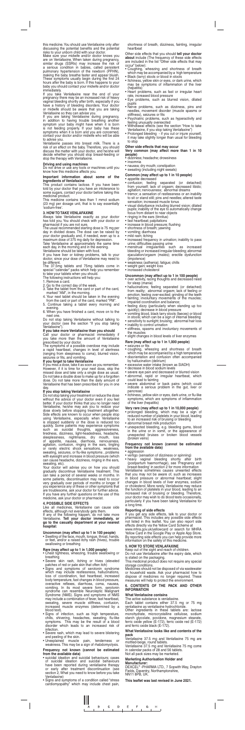this medicine. You should use Venlafaxine only after discussing the potential benefits and the potential risks to your unborn child with your doctor.

Make sure your midwife and/or doctor knows you are on Venlafaxine. When taken during pregnancy, similar drugs (SSRIs) may increase the risk of a serious condition in babies, called persistent pulmonary hypertension of the newborn (PPHN), making the baby breathe faster and appear bluish. These symptoms usually begin during the first 24 hours after the baby is born. If this happens to your baby you should contact your midwife and/or doctor immediately.

If you take Venlafaxine near the end of your pregnancy there may be an increased risk of heavy vaginal bleeding shortly after birth, especially if you have a history of bleeding disorders. Your doctor or midwife should be aware that you are taking Venlafaxine so they can advise you.

If you are taking Venlafaxine during pregnancy, in addition to having trouble breathing another symptom your baby might have when it is born is not feeding properly. If your baby has these symptoms when it is born and you are concerned, contact your doctor and/or midwife who will be able to advise you.

Venlafaxine passes into breast milk. There is a risk of an effect on the baby. Therefore, you should discuss the matter with your doctor, and he/she will decide whether you should stop breast-feeding or stop the therapy with Venlafaxine.

**Driving and using machines**

Do not drive or use any tools or machines until you know how this medicine affects you.

**Important information about some of the ingredients of Venlafaxine**

This product contains lactose. If you have been told by your doctor that you have an intolerance to some sugars, contact your doctor before taking this medicinal product.

This medicine contains less than 1 mmol sodium (23 mg) per dosage unit, that is to say essentially 'sodium-free'.

## 3. HOW TO TAKE VENLAFAXINE

Always take Venlafaxine exactly as your doctor has told you. You should check with your doctor or pharmacist if you are not sure.

The usual recommended starting dose is 75 mg per day in divided doses. The dose can be raised by your doctor gradually and, if needed, even up to a maximum dose of 375 mg daily for depression.

Take Venlafaxine at approximately the same time each day, in the morning and in the evening.

Venlafaxine should be taken with food.

If you have liver or kidney problems, talk to your doctor, since your dose of Venlafaxine may need to be different.

The 37.5mg tablets and 75mg tablets come in special "calendar" packs which help you remember to take your tablets when you should.

The following instructions will help you:

1. Remove a card.
2. Go to the correct day of the week.
3. Take the tablet from the card or part of the card, marked "AM", in the morning.
4. Your next tablet should be taken in the evening from the card or part of the card, marked "PM".
5. Continue taking a tablet every morning and evening.
6. When you have finished a card, move on to the next one.

Do not stop taking Venlafaxine without talking to your doctor (see the section "If you stop taking Venlafaxine").

**If you take more Venlafaxine than you should**

Call your doctor or pharmacist immediately if you take more than the amount of Venlafaxine prescribed by your doctor.

The symptoms of a possible overdose may include a rapid heartbeat, changes in level of alertness (ranging from sleepiness to coma), blurred vision, seizures or fits, and vomiting.

**If you forget to take Venlafaxine**

If you miss a dose, take it as soon as you remember. However, if it is time for your next dose, skip the missed dose and take only a single dose as usual. Do not take a double dose to make up for a forgotten dose. Do not take more than the daily amount of Venlafaxine that has been prescribed for you in one day.

**If you stop taking Venlafaxine**

Do not stop taking your treatment or reduce the dose without the advice of your doctor even if you feel better. If your doctor thinks that you no longer need Venlafaxine, he/she may ask you to reduce your dose slowly before stopping treatment altogether. Side effects are known to occur when people stop using Venlafaxine, especially when Venlafaxine is stopped suddenly or the dose is reduced too quickly. Some patients may experience symptoms such as suicidal thoughts, aggressiveness, tiredness, dizziness, light-headedness, headache, sleeplessness, nightmares, dry mouth, loss of appetite, nausea, diarrhoea, nervousness, agitation, confusion, ringing in the ears, tingling or rarely electric shock sensations, weakness, sweating, seizures, or flu-like symptoms , problems with eyesight and increase in blood pressure (which can cause headache, dizziness, ringing in the ears, sweating, etc).

Your doctor will advise you on how you should gradually discontinue Venlafaxine treatment. This can take a period of several weeks or months. In some patients, discontinuation may need to occur very gradually over periods of months or longer. If you experience any of these or other symptoms that are troublesome, ask your doctor for further advice.

If you have any further questions on the use of this medicine, ask your doctor or pharmacist.

## 4. POSSIBLE SIDE EFFECTS

Like all medicines, Venlafaxine can cause side effects, although not everybody gets them.

If any of the following happen, do not take more Venlafaxine. **Tell your doctor immediately, or go to the casualty department at your nearest hospital:**

**Uncommon (may affect up to 1 in 100 people)**

- Swelling of the face, mouth, tongue, throat, hands, or feet, and/or a raised itchy rash (hives), trouble swallowing or breathing

**Rare (may affect up to 1 in 1,000 people)**

- Chest tightness, wheezing, trouble swallowing or breathing
- Severe skin rash, itching or hives (elevated patches of red or pale skin that often itch)
- Signs and symptoms of serotonin syndrome which may include restlessness, hallucinations, loss of coordination, fast heartbeat, increased body temperature, fast changes in blood pressure, overactive reflexes, diarrhoea, coma, nausea, vomiting. In its most severe form, serotonin syndrome can resemble Neuroleptic Malignant Syndrome (NMS). Signs and symptoms of NMS may include a combination of fever, fast heartbeat, sweating, severe muscle stiffness, confusion, increased muscle enzymes (determined by a blood test).
- Signs of infection, such as high temperature, chills, shivering, headaches, sweating, flu-like symptoms. This may be the result of a blood disorder which leads to an increased risk of infection.
- Severe rash, which may lead to severe blistering and peeling of the skin.
- Unexplained muscle pain, tenderness or weakness. This may be a sign of rhabdomyolysis.

**Frequency not known (cannot be estimated from the available data)**

- suicidal ideation and suicidal behaviours; cases of suicidal ideation and suicidal behaviours have been reported during venlafaxine therapy or early after treatment discontinuation (see section 2, What you need to know before you take Venlafaxine)
- Signs and symptoms of a condition called "stress cardiomyopathy" which may include chest pain, shortness of breath, dizziness, fainting, irregular heartbeat

Other side effects that you should **tell your doctor about** include (The frequency of these side effects are included in the list "Other side effects that may occur" below):

- Coughing, wheezing and shortness of breath which may be accompanied by a high temperature
- Black (tarry) stools or blood in stools
- Itchiness, yellow skin or eyes, or dark urine, which may be symptoms of inflammation of the liver (hepatitis)
- Heart problems, such as fast or irregular heart rate, increased blood pressure
- Eye problems, such as blurred vision, dilated pupils
- Nerve problems, such as dizziness, pins and needles, movement disorder (muscle spasms or stiffness), seizures or fits
- Psychiatric problems, such as hyperactivity and feeling unusually overexcited
- Withdrawal effects (see the section "How to take Venlafaxine, if you stop taking Venlafaxine")
- Prolonged bleeding - if you cut or injure yourself, it may take slightly longer than usual for bleeding to stop

**Other side effects that may occur**

**Very common (may affect more than 1 in 10 people)**

- dizziness; headache; drowsiness
- insomnia
- nausea; dry mouth; constipation
- sweating (including night sweats)

**Common (may affect up to 1 in 10 people)**

- appetite decreased
- confusion; feeling separated (or detached) from yourself; lack of orgasm; decreased libido; agitation; nervousness; abnormal dreams
- tremor; a sensation of restlessness or an inability to sit or stand still; pins and needles; altered taste sensation; increased muscle tonus
- visual disturbance including blurred vision; dilated pupils; inability of the eye to automatically change focus from distant to near objects
- ringing in the ears (tinnitus)
- fast heartbeat; palpitations
- increase in blood pressure; flushing
- shortness of breath; yawning
- vomiting; diarrhoea
- mild rash; itching
- increased frequency in urination; inability to pass urine; difficulties passing urine
- menstrual irregularities such as increased bleeding or increased irregular bleeding; abnormal ejaculation/orgasm (males); erectile dysfunction (impotence)
- weakness (asthenia); fatigue; chills
- weight gain; weight loss
- increased cholesterol

**Uncommon (may affect up to 1 in 100 people)**

- over activity, racing thoughts and decreased need for sleep (mania)
- hallucinations; feeling separated (or detached) from reality; abnormal orgasm; lack of feeling or emotion; feeling over-excited; grinding of the teeth
- fainting; involuntary movements of the muscles; impaired coordination and balance;
- feeling dizzy (particularly when standing up too quickly); decrease in blood pressure
- vomiting blood, black tarry stools (faeces) or blood in stools; which can be a sign of internal bleeding
- sensitivity to sunlight; bruising; abnormal hair loss
- inability to control urination
- stiffness, spasms and involuntary movements of the muscles
- slight changes in blood levels of liver enzymes

**Rare (may affect up to 1 in 1,000 people)**

- seizures or fits
- coughing, wheezing and shortness of breath which may be accompanied by a high temperature
- disorientation and confusion often accompanied by hallucination (delirium)
- excessive water intake (known as SIADH)
- decrease in blood sodium levels
- severe eye pain and decreased or blurred vision
- abnormal, rapid or irregular heartbeat, which could lead to fainting
- severe abdominal or back pains (which could indicate a serious problem in the gut, liver or pancreas)
- itchiness, yellow skin or eyes, dark urine, or flu-like symptoms, which are symptoms of inflammation of the liver (hepatitis)

**Very rare (may affect up to 1 in 10,000 people)**

- prolonged bleeding, which may be a sign of reduced number of platelets in your blood, leading to an increased risk of bruising or bleeding
- abnormal breast milk production
- unexpected bleeding, e.g. bleeding gums, blood in the urine or in vomit, or the appearance of unexpected bruises or broken blood vessels (broken veins)

**Frequency not known (cannot be estimated from the available data)**

- aggression
- vertigo (sensation of dizziness or spinning)
- heavy vaginal bleeding shortly after birth (postpartum haemorrhage), see 'Pregnancy and breast-feeding' in section 2 for more information

Venlafaxine sometimes causes unwanted effects that you may not be aware of, such as increases in blood pressure or abnormal heartbeat; slight changes in blood levels of liver enzymes, sodium or cholesterol. More rarely, Venlafaxine may reduce the function of platelets in your blood, leading to an increased risk of bruising or bleeding. Therefore, your doctor may wish to do blood tests occasionally, particularly if you have been taking Venlafaxine for a long time.

**Reporting of side effects**

If you get any side effects, talk to your doctor or pharmacist. This includes any possible side effects not listed in this leaflet. You can also report side effects directly via the Yellow Card Scheme at www.mhra.gov.uk/yellowcard or search for MHRA Yellow Card in the Google Play or Apple App Store. By reporting side effects you can help provide more information on the safety of this medicine.

## 5. HOW TO STORE VENLAFAXINE

Keep out of the sight and reach of children.

Do not use Venlafaxine after the expiry date, which is stated on the packaging.

This medicinal product does not require any special storage conditions.

Medicines should not be disposed of via wastewater or household waste. Ask your pharmacist how to dispose of medicines no longer required. These measures will help to protect the environment.

## 6. CONTENTS OF THE PACK AND OTHER INFORMATION

**What Venlafaxine contains**

The active substance is venlafaxine.

Each tablet contains either 37.5 mg or 75 mg venlafaxine as venlafaxine hydrochloride.

Other ingredients in these tablets are: lactose monohydrate, microcrystalline cellulose, sodium starch glycolate, povidone, magnesium stearate, ferric oxide yellow (E-172), ferric oxide red (E-172) and ferric oxide black (E-172).

**What Venlafaxine looks like and contents of the pack**

Venlafaxine 37.5 mg and Venlafaxine 75 mg are mottled-beige, round tablets.

Venlafaxine 37.5 mg and Venlafaxine 75 mg come in calendar packs of 28 and 56 tablets.

Not all pack sizes may be marketed.

**Marketing Authorisation Holder and Manufacturer:**

DEXCEL®-PHARMA LTD., 7 Sopwith Way, Drayton Fields, Daventry, Northamptonshire, NN11 8PB, UK.

**This leaflet was last revised in June 2021.**